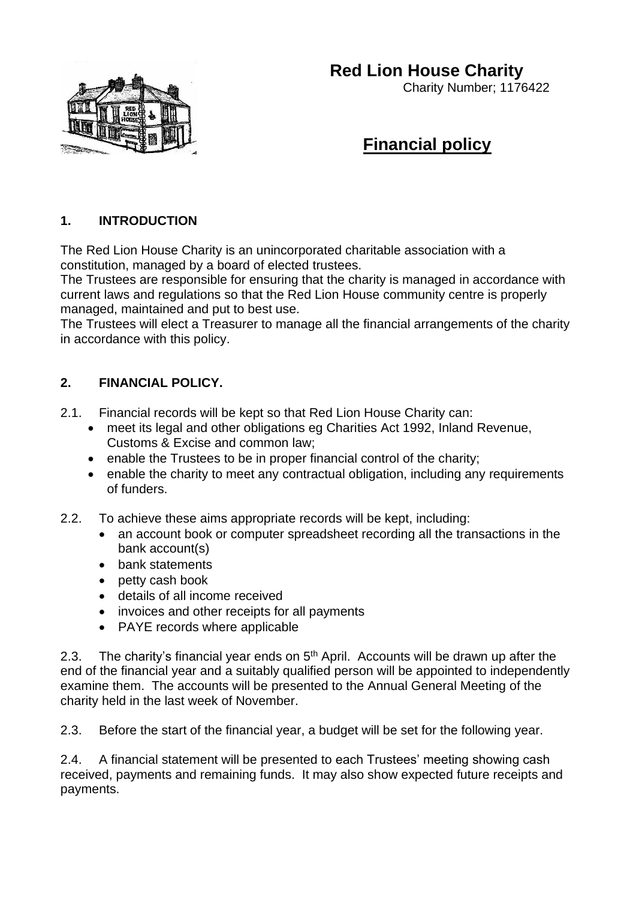# Red Lion House Charity

Charity Number; 1176422

## Financial policy

### 1. INTRODUCTION

The Red Lion House Charity is an unincorporated charitable association with a constitution, managed by a board of elected trustees.

The Trustees are responsible for ensuring that the charity is managed in accordance with current laws and regulations so that the Red Lion House community centre is properly managed, maintained and put to best use.

The Trustees will elect a Treasurer to manage all the financial arrangements of the charity in accordance with this policy.

### 2. FINANCIAL POLICY.

2.1. Financial records will be kept so that Red Lion House Charity can:

- meet its legal and other obligations eg Charities Act 1992, Inland Revenue, Customs & Excise and common law;
- enable the Trustees to be in proper financial control of the charity;
- enable the charity to meet any contractual obligation, including any requirements of funders.

2.2. To achieve these aims appropriate records will be kept, including:

- an account book or computer spreadsheet recording all the transactions in the bank account(s)
- bank statements
- petty cash book
- details of all income received
- invoices and other receipts for all payments
- PAYE records where applicable

2.3. The charity's financial year ends on 5th April. Accounts will be drawn up after the end of the financial year and a suitably qualified person will be appointed to independently examine them. The accounts will be presented to the Annual General Meeting of the charity held in the last week of November.

2.3. Before the start of the financial year, a budget will be set for the following year.

2.4. A financial statement will be presented to each Trustees' meeting showing cash received, payments and remaining funds. It may also show expected future receipts and payments.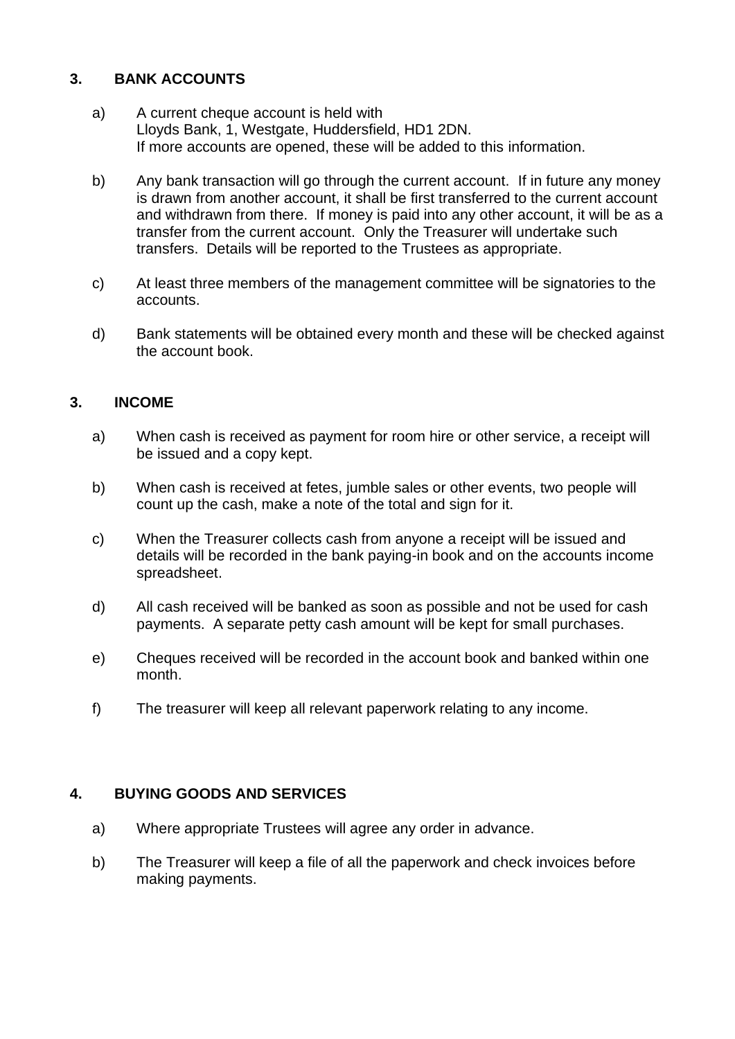## 3. BANK ACCOUNTS

a) A current cheque account is held with
Lloyds Bank, 1, Westgate, Huddersfield, HD1 2DN.
If more accounts are opened, these will be added to this information.

b) Any bank transaction will go through the current account. If in future any money is drawn from another account, it shall be first transferred to the current account and withdrawn from there. If money is paid into any other account, it will be as a transfer from the current account. Only the Treasurer will undertake such transfers. Details will be reported to the Trustees as appropriate.

c) At least three members of the management committee will be signatories to the accounts.

d) Bank statements will be obtained every month and these will be checked against the account book.

## 3. INCOME

a) When cash is received as payment for room hire or other service, a receipt will be issued and a copy kept.

b) When cash is received at fetes, jumble sales or other events, two people will count up the cash, make a note of the total and sign for it.

c) When the Treasurer collects cash from anyone a receipt will be issued and details will be recorded in the bank paying-in book and on the accounts income spreadsheet.

d) All cash received will be banked as soon as possible and not be used for cash payments. A separate petty cash amount will be kept for small purchases.

e) Cheques received will be recorded in the account book and banked within one month.

f) The treasurer will keep all relevant paperwork relating to any income.

## 4. BUYING GOODS AND SERVICES

a) Where appropriate Trustees will agree any order in advance.

b) The Treasurer will keep a file of all the paperwork and check invoices before making payments.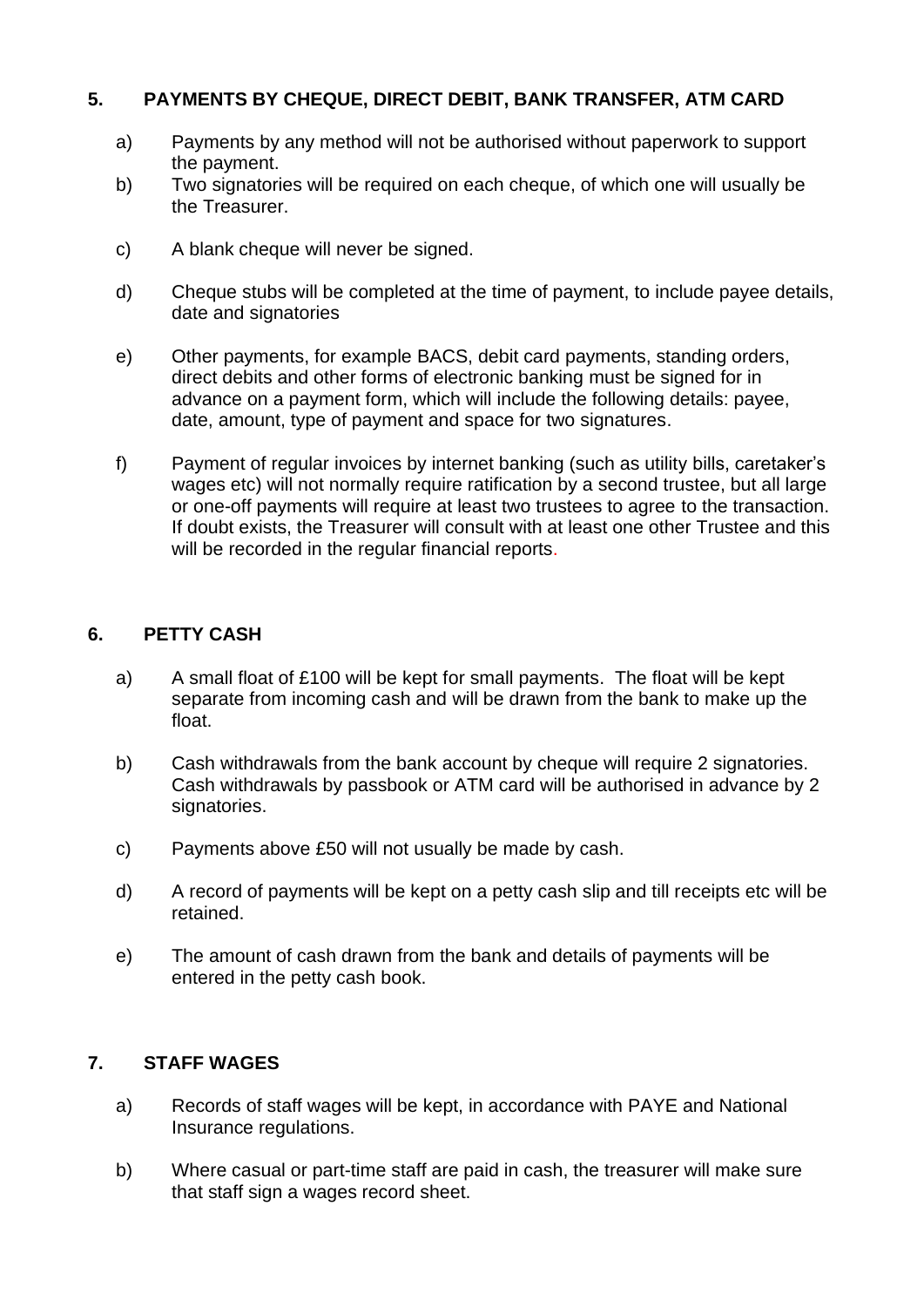## 5. PAYMENTS BY CHEQUE, DIRECT DEBIT, BANK TRANSFER, ATM CARD

a) Payments by any method will not be authorised without paperwork to support the payment.

b) Two signatories will be required on each cheque, of which one will usually be the Treasurer.

c) A blank cheque will never be signed.

d) Cheque stubs will be completed at the time of payment, to include payee details, date and signatories

e) Other payments, for example BACS, debit card payments, standing orders, direct debits and other forms of electronic banking must be signed for in advance on a payment form, which will include the following details: payee, date, amount, type of payment and space for two signatures.

f) Payment of regular invoices by internet banking (such as utility bills, caretaker's wages etc) will not normally require ratification by a second trustee, but all large or one-off payments will require at least two trustees to agree to the transaction. If doubt exists, the Treasurer will consult with at least one other Trustee and this will be recorded in the regular financial reports.

## 6. PETTY CASH

a) A small float of £100 will be kept for small payments. The float will be kept separate from incoming cash and will be drawn from the bank to make up the float.

b) Cash withdrawals from the bank account by cheque will require 2 signatories. Cash withdrawals by passbook or ATM card will be authorised in advance by 2 signatories.

c) Payments above £50 will not usually be made by cash.

d) A record of payments will be kept on a petty cash slip and till receipts etc will be retained.

e) The amount of cash drawn from the bank and details of payments will be entered in the petty cash book.

## 7. STAFF WAGES

a) Records of staff wages will be kept, in accordance with PAYE and National Insurance regulations.

b) Where casual or part-time staff are paid in cash, the treasurer will make sure that staff sign a wages record sheet.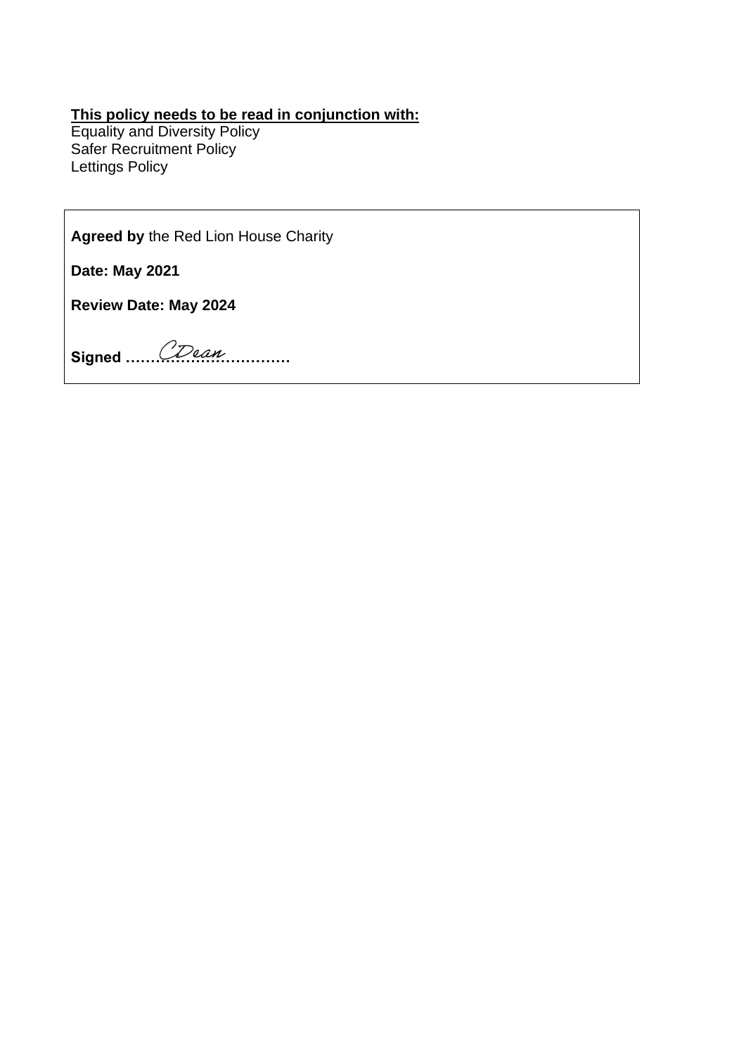**<u>This policy needs to be read in conjunction with:</u>**
Equality and Diversity Policy
Safer Recruitment Policy
Lettings Policy

**Agreed by** the Red Lion House Charity

**Date: May 2021**

**Review Date: May 2024**

**Signed** ……CDean……………